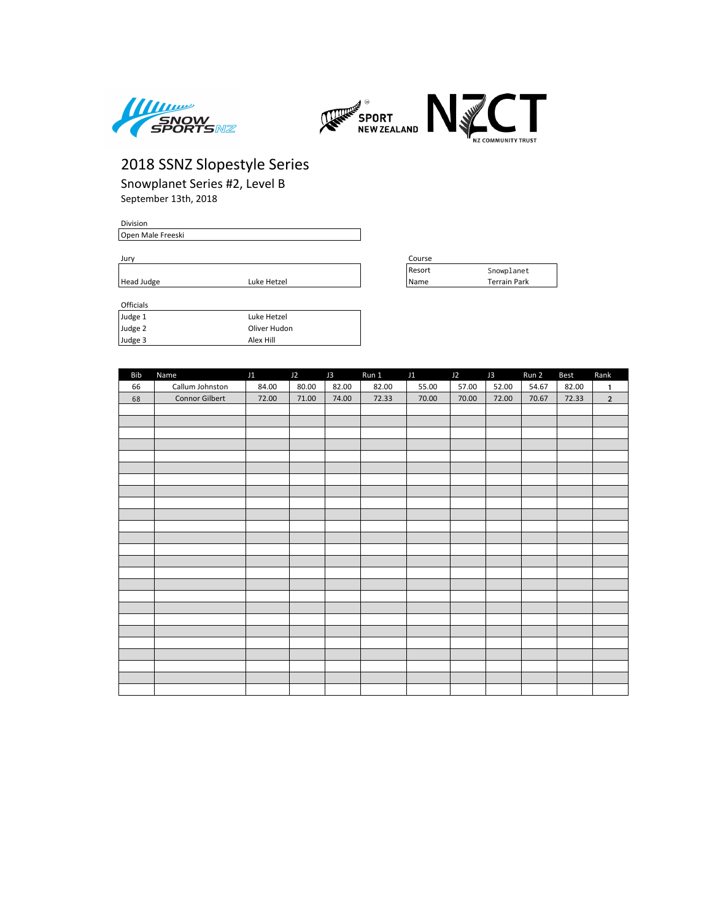# 2018 SSNZ Slopestyle Series

## Snowplanet Series #2, Level B

September 13th, 2018

| Division | |
|---|---|
| Open Male Freeski | |

| Jury | |
|---|---|
| Head Judge | Luke Hetzel |

| Course | |
|---|---|
| Resort | Snowplanet |
| Name | Terrain Park |

| Officials | |
|---|---|
| Judge 1 | Luke Hetzel |
| Judge 2 | Oliver Hudon |
| Judge 3 | Alex Hill |

| Bib | Name | J1 | J2 | J3 | Run 1 | J1 | J2 | J3 | Run 2 | Best | Rank |
|---|---|---|---|---|---|---|---|---|---|---|---|
| 66 | Callum Johnston | 84.00 | 80.00 | 82.00 | 82.00 | 55.00 | 57.00 | 52.00 | 54.67 | 82.00 | 1 |
| 68 | Connor Gilbert | 72.00 | 71.00 | 74.00 | 72.33 | 70.00 | 70.00 | 72.00 | 70.67 | 72.33 | 2 |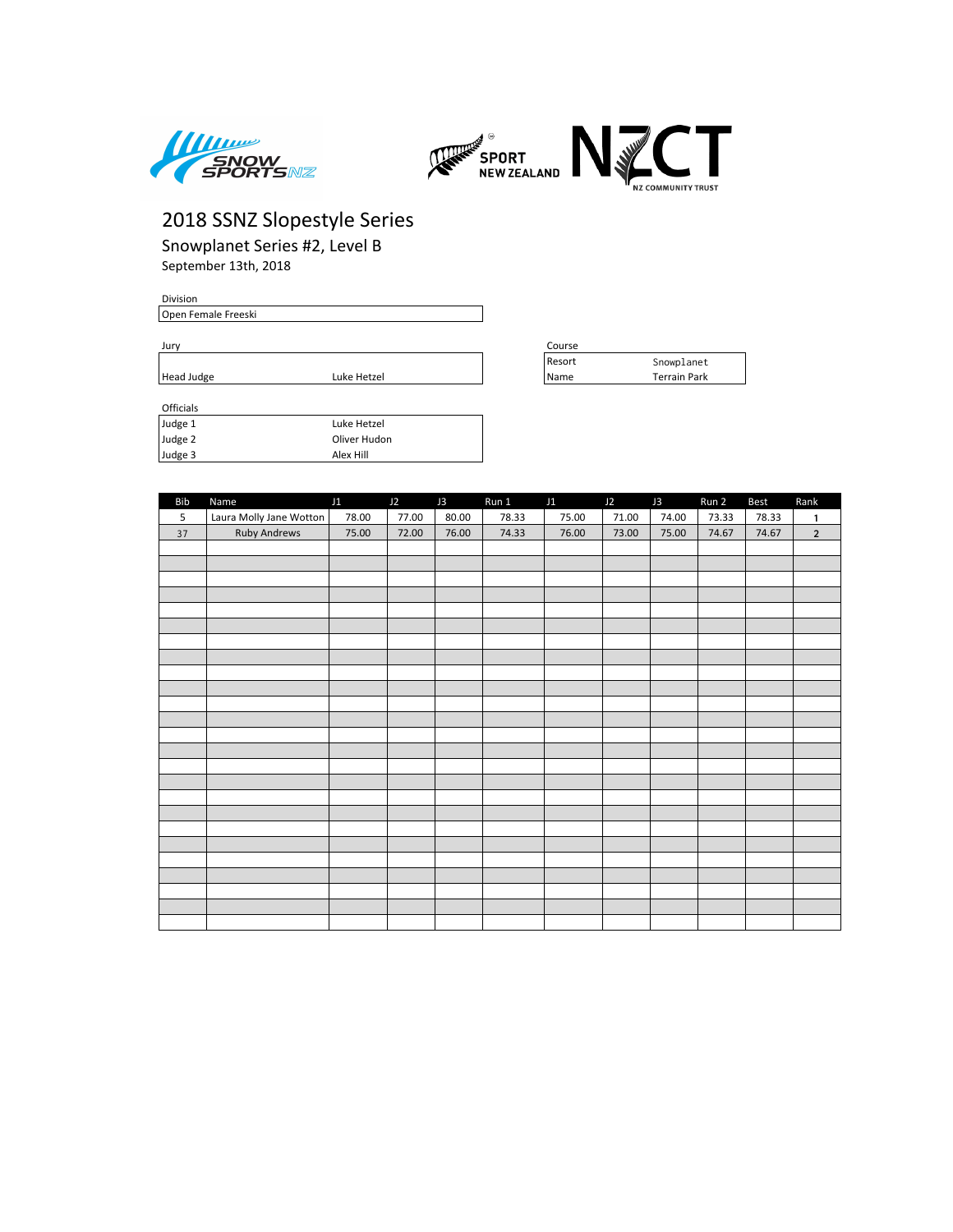# 2018 SSNZ Slopestyle Series

## Snowplanet Series #2, Level B

September 13th, 2018

Division

| Open Female Freeski |
|---|

Jury

| | |
|---|---|
| Head Judge | Luke Hetzel |

Course

| | |
|---|---|
| Resort | Snowplanet |
| Name | Terrain Park |

Officials

| | |
|---|---|
| Judge 1 | Luke Hetzel |
| Judge 2 | Oliver Hudon |
| Judge 3 | Alex Hill |

| Bib | Name | J1 | J2 | J3 | Run 1 | J1 | J2 | J3 | Run 2 | Best | Rank |
|---|---|---|---|---|---|---|---|---|---|---|---|
| 5 | Laura Molly Jane Wotton | 78.00 | 77.00 | 80.00 | 78.33 | 75.00 | 71.00 | 74.00 | 73.33 | 78.33 | 1 |
| 37 | Ruby Andrews | 75.00 | 72.00 | 76.00 | 74.33 | 76.00 | 73.00 | 75.00 | 74.67 | 74.67 | 2 |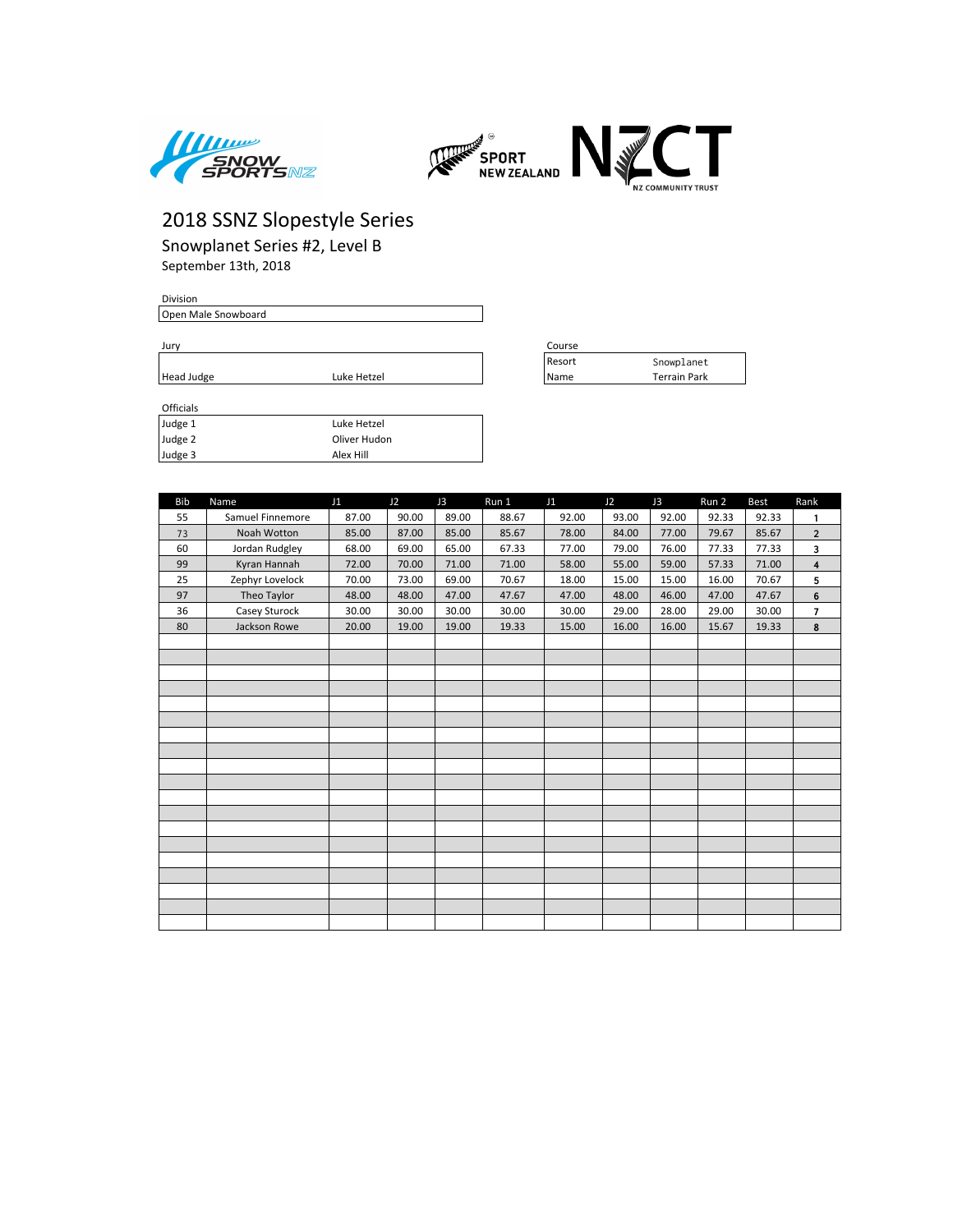# 2018 SSNZ Slopestyle Series

## Snowplanet Series #2, Level B

September 13th, 2018

| Division |
|---|
| Open Male Snowboard |

| Jury | |
|---|---|
| Head Judge | Luke Hetzel |

| Course | |
|---|---|
| Resort | Snowplanet |
| Name | Terrain Park |

| Officials | |
|---|---|
| Judge 1 | Luke Hetzel |
| Judge 2 | Oliver Hudon |
| Judge 3 | Alex Hill |

| Bib | Name | J1 | J2 | J3 | Run 1 | J1 | J2 | J3 | Run 2 | Best | Rank |
|---|---|---|---|---|---|---|---|---|---|---|---|
| 55 | Samuel Finnemore | 87.00 | 90.00 | 89.00 | 88.67 | 92.00 | 93.00 | 92.00 | 92.33 | 92.33 | 1 |
| 73 | Noah Wotton | 85.00 | 87.00 | 85.00 | 85.67 | 78.00 | 84.00 | 77.00 | 79.67 | 85.67 | 2 |
| 60 | Jordan Rudgley | 68.00 | 69.00 | 65.00 | 67.33 | 77.00 | 79.00 | 76.00 | 77.33 | 77.33 | 3 |
| 99 | Kyran Hannah | 72.00 | 70.00 | 71.00 | 71.00 | 58.00 | 55.00 | 59.00 | 57.33 | 71.00 | 4 |
| 25 | Zephyr Lovelock | 70.00 | 73.00 | 69.00 | 70.67 | 18.00 | 15.00 | 15.00 | 16.00 | 70.67 | 5 |
| 97 | Theo Taylor | 48.00 | 48.00 | 47.00 | 47.67 | 47.00 | 48.00 | 46.00 | 47.00 | 47.67 | 6 |
| 36 | Casey Sturock | 30.00 | 30.00 | 30.00 | 30.00 | 30.00 | 29.00 | 28.00 | 29.00 | 30.00 | 7 |
| 80 | Jackson Rowe | 20.00 | 19.00 | 19.00 | 19.33 | 15.00 | 16.00 | 16.00 | 15.67 | 19.33 | 8 |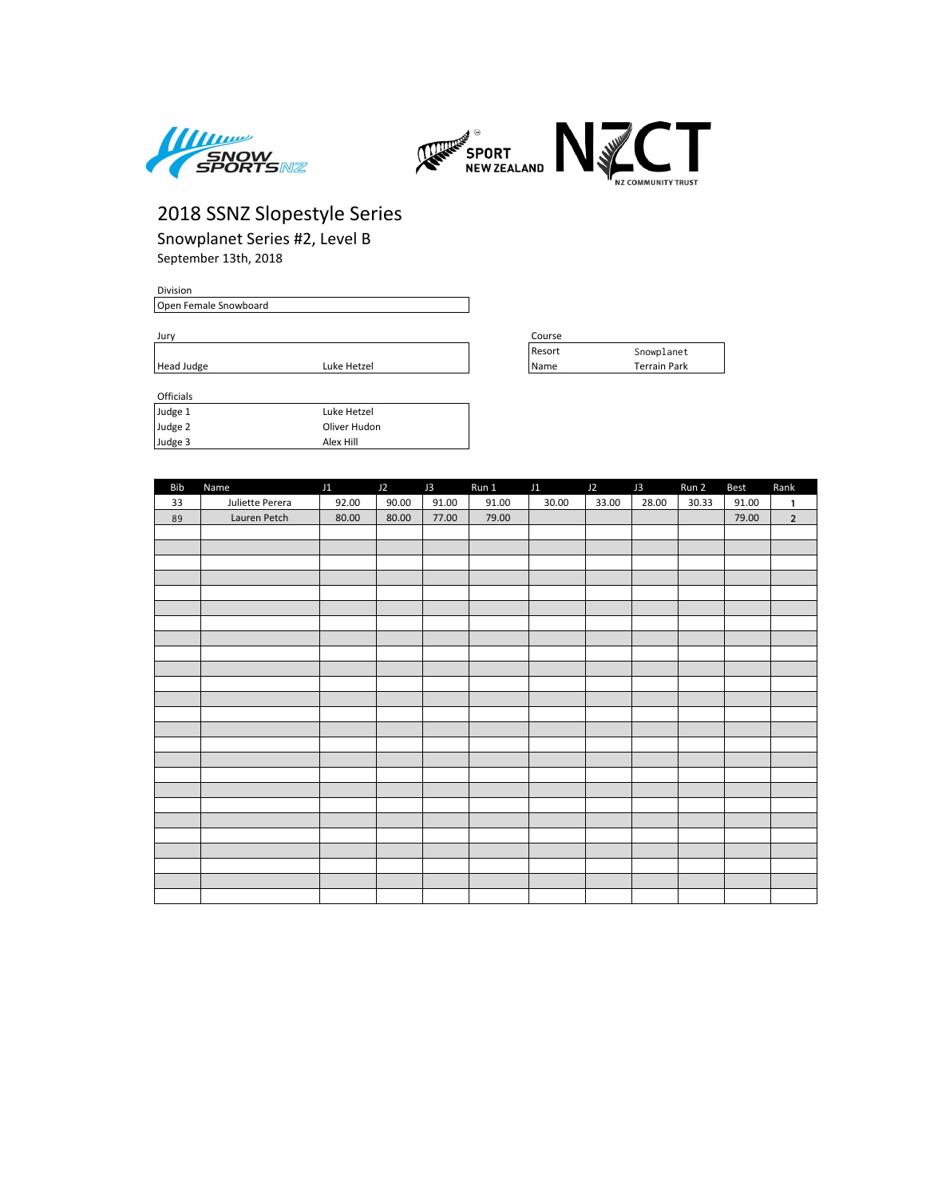# 2018 SSNZ Slopestyle Series

## Snowplanet Series #2, Level B

September 13th, 2018

**Division**

| Open Female Snowboard |
|---|

**Jury**

| | |
|---|---|
| Head Judge | Luke Hetzel |

**Course**

| | |
|---|---|
| Resort | Snowplanet |
| Name | Terrain Park |

**Officials**

| | |
|---|---|
| Judge 1 | Luke Hetzel |
| Judge 2 | Oliver Hudon |
| Judge 3 | Alex Hill |

| Bib | Name | J1 | J2 | J3 | Run 1 | J1 | J2 | J3 | Run 2 | Best | Rank |
|---|---|---|---|---|---|---|---|---|---|---|---|
| 33 | Juliette Perera | 92.00 | 90.00 | 91.00 | 91.00 | 30.00 | 33.00 | 28.00 | 30.33 | 91.00 | 1 |
| 89 | Lauren Petch | 80.00 | 80.00 | 77.00 | 79.00 | | | | | 79.00 | 2 |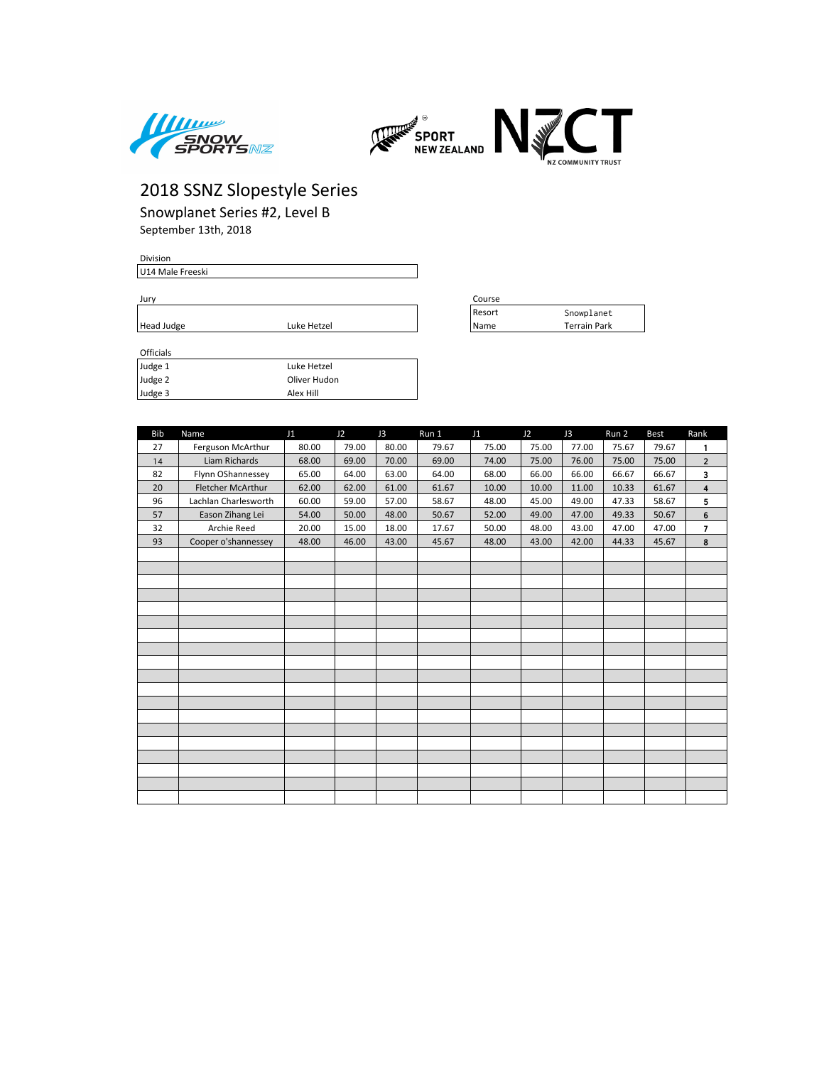# 2018 SSNZ Slopestyle Series

## Snowplanet Series #2, Level B

September 13th, 2018

**Division**

U14 Male Freeski

**Jury**

| | |
|---|---|
| Head Judge | Luke Hetzel |

**Course**

| | |
|---|---|
| Resort | Snowplanet |
| Name | Terrain Park |

**Officials**

| | |
|---|---|
| Judge 1 | Luke Hetzel |
| Judge 2 | Oliver Hudon |
| Judge 3 | Alex Hill |

| Bib | Name | J1 | J2 | J3 | Run 1 | J1 | J2 | J3 | Run 2 | Best | Rank |
|---|---|---|---|---|---|---|---|---|---|---|---|
| 27 | Ferguson McArthur | 80.00 | 79.00 | 80.00 | 79.67 | 75.00 | 75.00 | 77.00 | 75.67 | 79.67 | 1 |
| 14 | Liam Richards | 68.00 | 69.00 | 70.00 | 69.00 | 74.00 | 75.00 | 76.00 | 75.00 | 75.00 | 2 |
| 82 | Flynn OShannessey | 65.00 | 64.00 | 63.00 | 64.00 | 68.00 | 66.00 | 66.00 | 66.67 | 66.67 | 3 |
| 20 | Fletcher McArthur | 62.00 | 62.00 | 61.00 | 61.67 | 10.00 | 10.00 | 11.00 | 10.33 | 61.67 | 4 |
| 96 | Lachlan Charlesworth | 60.00 | 59.00 | 57.00 | 58.67 | 48.00 | 45.00 | 49.00 | 47.33 | 58.67 | 5 |
| 57 | Eason Zihang Lei | 54.00 | 50.00 | 48.00 | 50.67 | 52.00 | 49.00 | 47.00 | 49.33 | 50.67 | 6 |
| 32 | Archie Reed | 20.00 | 15.00 | 18.00 | 17.67 | 50.00 | 48.00 | 43.00 | 47.00 | 47.00 | 7 |
| 93 | Cooper o'shannessey | 48.00 | 46.00 | 43.00 | 45.67 | 48.00 | 43.00 | 42.00 | 44.33 | 45.67 | 8 |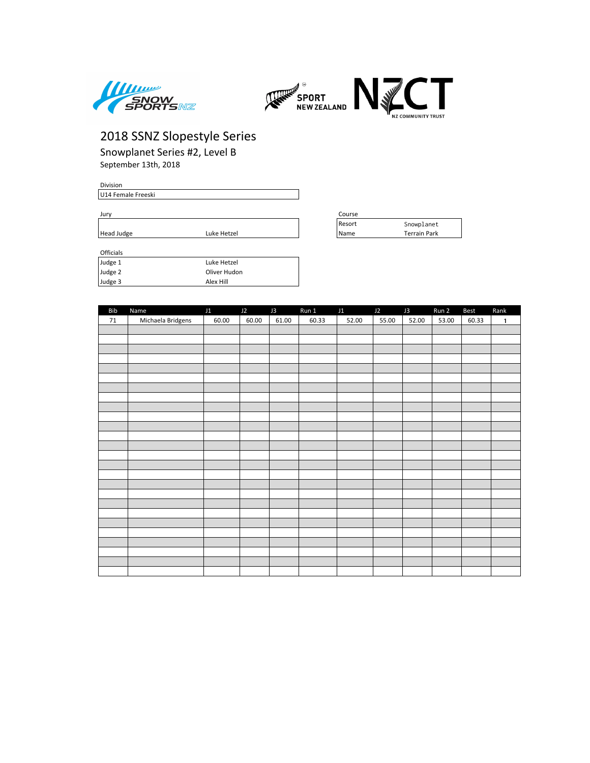# 2018 SSNZ Slopestyle Series

## Snowplanet Series #2, Level B

September 13th, 2018

Division

| U14 Female Freeski |
|---|

Jury

| | |
|---|---|
| Head Judge | Luke Hetzel |

Course

| | |
|---|---|
| Resort | Snowplanet |
| Name | Terrain Park |

Officials

| | |
|---|---|
| Judge 1 | Luke Hetzel |
| Judge 2 | Oliver Hudon |
| Judge 3 | Alex Hill |

| Bib | Name | J1 | J2 | J3 | Run 1 | J1 | J2 | J3 | Run 2 | Best | Rank |
|---|---|---|---|---|---|---|---|---|---|---|---|
| 71 | Michaela Bridgens | 60.00 | 60.00 | 61.00 | 60.33 | 52.00 | 55.00 | 52.00 | 53.00 | 60.33 | 1 |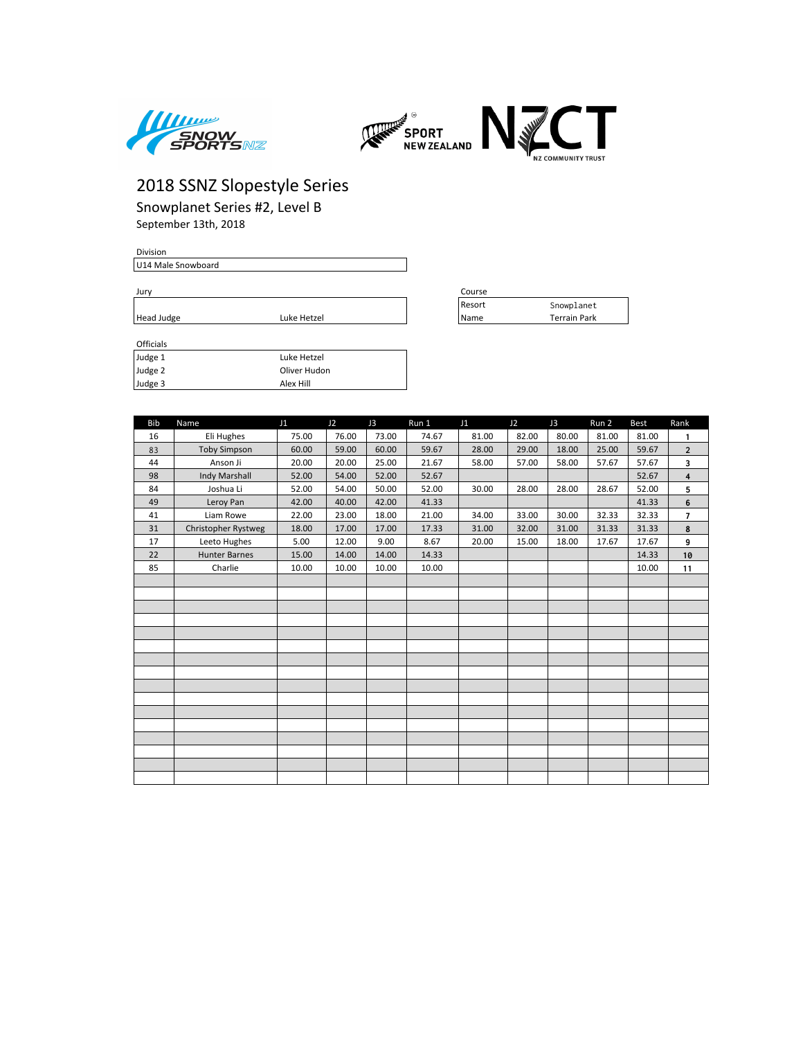# 2018 SSNZ Slopestyle Series

## Snowplanet Series #2, Level B

September 13th, 2018

| Division |
|---|
| U14 Male Snowboard |

| Jury | |
|---|---|
| Head Judge | Luke Hetzel |

| Course | |
|---|---|
| Resort | Snowplanet |
| Name | Terrain Park |

| Officials | |
|---|---|
| Judge 1 | Luke Hetzel |
| Judge 2 | Oliver Hudon |
| Judge 3 | Alex Hill |

| Bib | Name | J1 | J2 | J3 | Run 1 | J1 | J2 | J3 | Run 2 | Best | Rank |
|---|---|---|---|---|---|---|---|---|---|---|---|
| 16 | Eli Hughes | 75.00 | 76.00 | 73.00 | 74.67 | 81.00 | 82.00 | 80.00 | 81.00 | 81.00 | 1 |
| 83 | Toby Simpson | 60.00 | 59.00 | 60.00 | 59.67 | 28.00 | 29.00 | 18.00 | 25.00 | 59.67 | 2 |
| 44 | Anson Ji | 20.00 | 20.00 | 25.00 | 21.67 | 58.00 | 57.00 | 58.00 | 57.67 | 57.67 | 3 |
| 98 | Indy Marshall | 52.00 | 54.00 | 52.00 | 52.67 | | | | | 52.67 | 4 |
| 84 | Joshua Li | 52.00 | 54.00 | 50.00 | 52.00 | 30.00 | 28.00 | 28.00 | 28.67 | 52.00 | 5 |
| 49 | Leroy Pan | 42.00 | 40.00 | 42.00 | 41.33 | | | | | 41.33 | 6 |
| 41 | Liam Rowe | 22.00 | 23.00 | 18.00 | 21.00 | 34.00 | 33.00 | 30.00 | 32.33 | 32.33 | 7 |
| 31 | Christopher Rystweg | 18.00 | 17.00 | 17.00 | 17.33 | 31.00 | 32.00 | 31.00 | 31.33 | 31.33 | 8 |
| 17 | Leeto Hughes | 5.00 | 12.00 | 9.00 | 8.67 | 20.00 | 15.00 | 18.00 | 17.67 | 17.67 | 9 |
| 22 | Hunter Barnes | 15.00 | 14.00 | 14.00 | 14.33 | | | | | 14.33 | 10 |
| 85 | Charlie | 10.00 | 10.00 | 10.00 | 10.00 | | | | | 10.00 | 11 |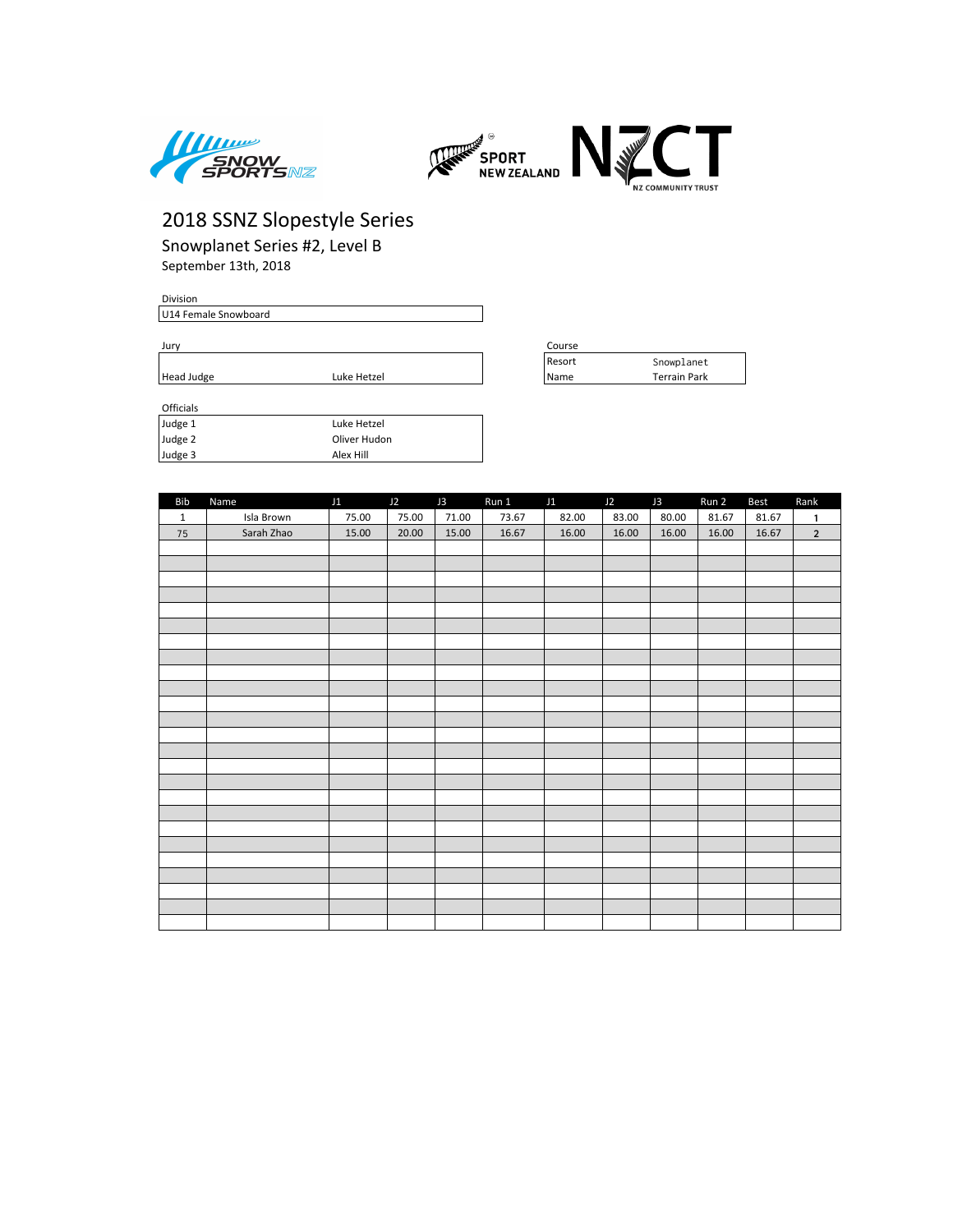# 2018 SSNZ Slopestyle Series

## Snowplanet Series #2, Level B

September 13th, 2018

Division

| |
|---|
| U14 Female Snowboard |

Jury

| | |
|---|---|
| Head Judge | Luke Hetzel |

Course

| | |
|---|---|
| Resort | Snowplanet |
| Name | Terrain Park |

Officials

| | |
|---|---|
| Judge 1 | Luke Hetzel |
| Judge 2 | Oliver Hudon |
| Judge 3 | Alex Hill |

| Bib | Name | J1 | J2 | J3 | Run 1 | J1 | J2 | J3 | Run 2 | Best | Rank |
|---|---|---|---|---|---|---|---|---|---|---|---|
| 1 | Isla Brown | 75.00 | 75.00 | 71.00 | 73.67 | 82.00 | 83.00 | 80.00 | 81.67 | 81.67 | 1 |
| 75 | Sarah Zhao | 15.00 | 20.00 | 15.00 | 16.67 | 16.00 | 16.00 | 16.00 | 16.00 | 16.67 | 2 |